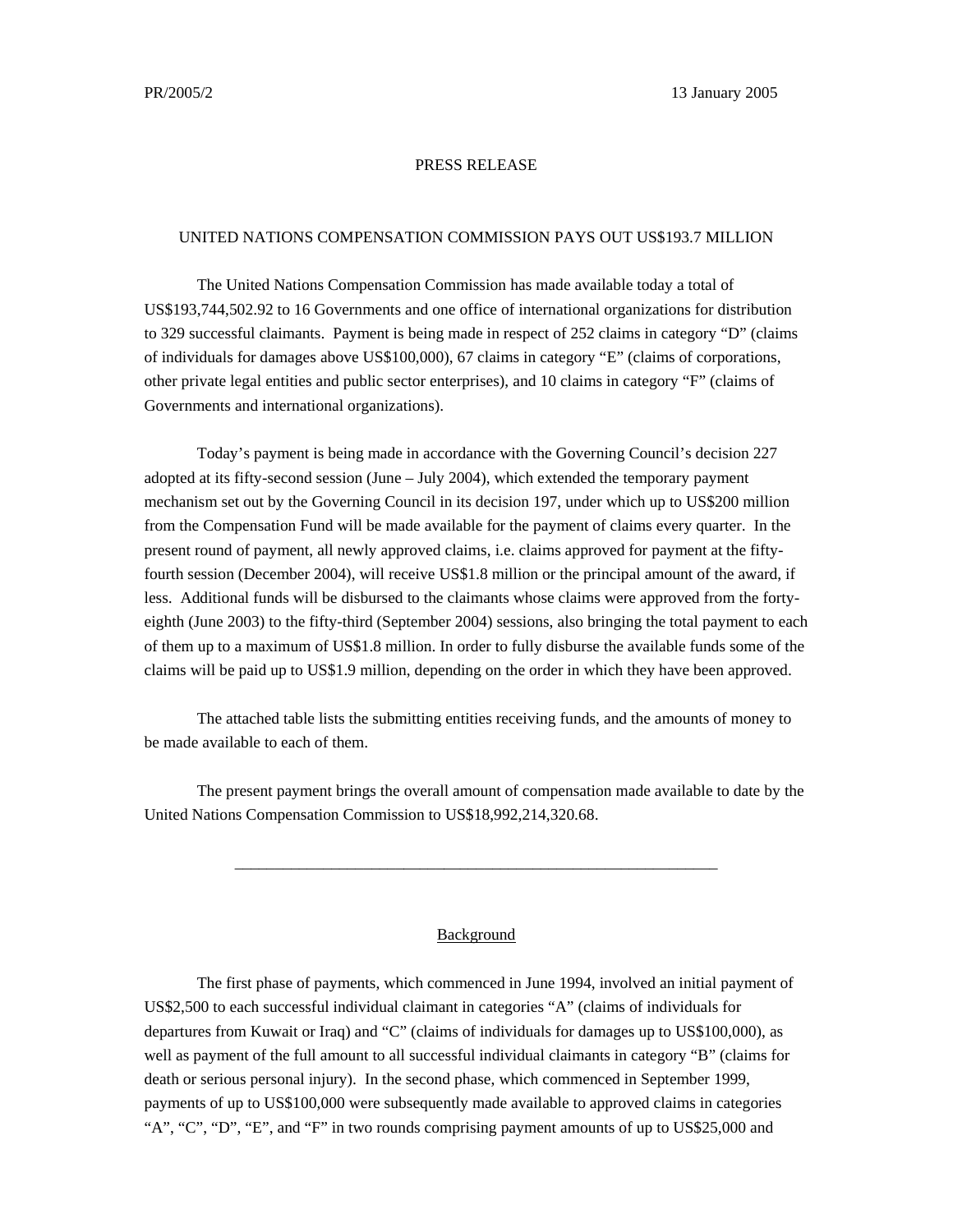PR/2005/2 13 January 2005

PRESS RELEASE

UNITED NATIONS COMPENSATION COMMISSION PAYS OUT US$193.7 MILLION

The United Nations Compensation Commission has made available today a total of US$193,744,502.92 to 16 Governments and one office of international organizations for distribution to 329 successful claimants. Payment is being made in respect of 252 claims in category "D" (claims of individuals for damages above US$100,000), 67 claims in category "E" (claims of corporations, other private legal entities and public sector enterprises), and 10 claims in category "F" (claims of Governments and international organizations).

Today's payment is being made in accordance with the Governing Council's decision 227 adopted at its fifty-second session (June – July 2004), which extended the temporary payment mechanism set out by the Governing Council in its decision 197, under which up to US$200 million from the Compensation Fund will be made available for the payment of claims every quarter. In the present round of payment, all newly approved claims, i.e. claims approved for payment at the fifty-fourth session (December 2004), will receive US$1.8 million or the principal amount of the award, if less. Additional funds will be disbursed to the claimants whose claims were approved from the forty-eighth (June 2003) to the fifty-third (September 2004) sessions, also bringing the total payment to each of them up to a maximum of US$1.8 million. In order to fully disburse the available funds some of the claims will be paid up to US$1.9 million, depending on the order in which they have been approved.

The attached table lists the submitting entities receiving funds, and the amounts of money to be made available to each of them.

The present payment brings the overall amount of compensation made available to date by the United Nations Compensation Commission to US$18,992,214,320.68.

---

## Background

The first phase of payments, which commenced in June 1994, involved an initial payment of US$2,500 to each successful individual claimant in categories "A" (claims of individuals for departures from Kuwait or Iraq) and "C" (claims of individuals for damages up to US$100,000), as well as payment of the full amount to all successful individual claimants in category "B" (claims for death or serious personal injury). In the second phase, which commenced in September 1999, payments of up to US$100,000 were subsequently made available to approved claims in categories "A", "C", "D", "E", and "F" in two rounds comprising payment amounts of up to US$25,000 and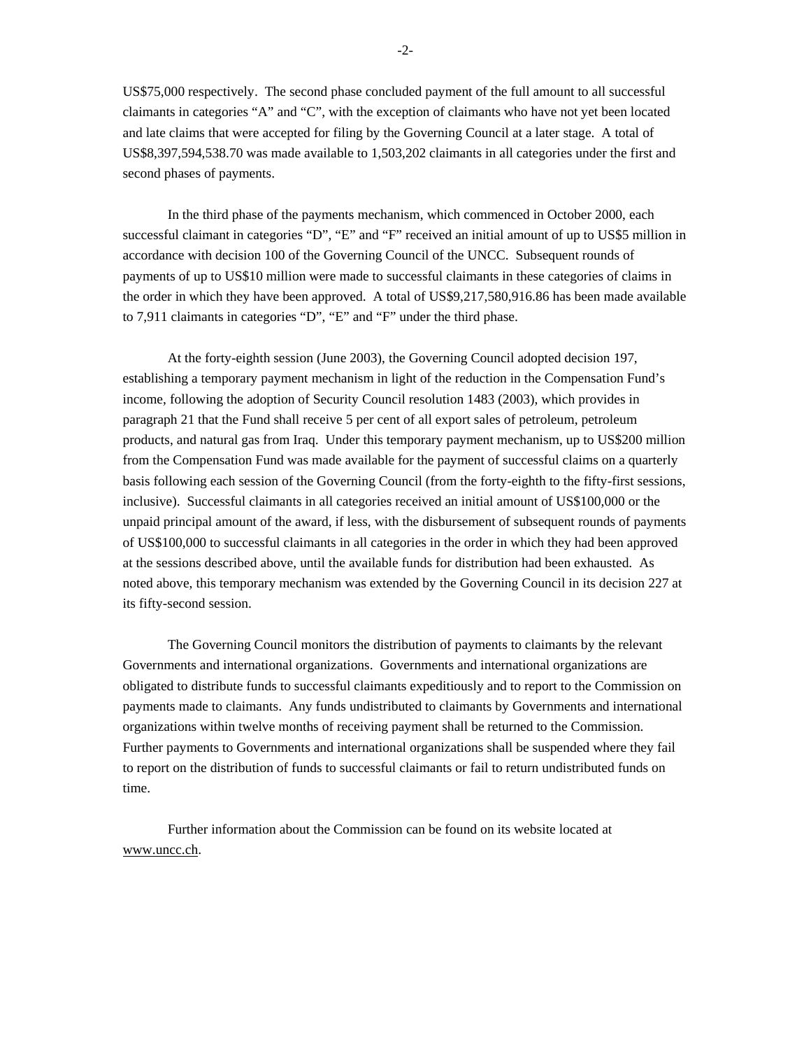US$75,000 respectively. The second phase concluded payment of the full amount to all successful claimants in categories "A" and "C", with the exception of claimants who have not yet been located and late claims that were accepted for filing by the Governing Council at a later stage. A total of US$8,397,594,538.70 was made available to 1,503,202 claimants in all categories under the first and second phases of payments.

In the third phase of the payments mechanism, which commenced in October 2000, each successful claimant in categories "D", "E" and "F" received an initial amount of up to US$5 million in accordance with decision 100 of the Governing Council of the UNCC. Subsequent rounds of payments of up to US$10 million were made to successful claimants in these categories of claims in the order in which they have been approved. A total of US$9,217,580,916.86 has been made available to 7,911 claimants in categories "D", "E" and "F" under the third phase.

At the forty-eighth session (June 2003), the Governing Council adopted decision 197, establishing a temporary payment mechanism in light of the reduction in the Compensation Fund's income, following the adoption of Security Council resolution 1483 (2003), which provides in paragraph 21 that the Fund shall receive 5 per cent of all export sales of petroleum, petroleum products, and natural gas from Iraq. Under this temporary payment mechanism, up to US$200 million from the Compensation Fund was made available for the payment of successful claims on a quarterly basis following each session of the Governing Council (from the forty-eighth to the fifty-first sessions, inclusive). Successful claimants in all categories received an initial amount of US$100,000 or the unpaid principal amount of the award, if less, with the disbursement of subsequent rounds of payments of US$100,000 to successful claimants in all categories in the order in which they had been approved at the sessions described above, until the available funds for distribution had been exhausted. As noted above, this temporary mechanism was extended by the Governing Council in its decision 227 at its fifty-second session.

The Governing Council monitors the distribution of payments to claimants by the relevant Governments and international organizations. Governments and international organizations are obligated to distribute funds to successful claimants expeditiously and to report to the Commission on payments made to claimants. Any funds undistributed to claimants by Governments and international organizations within twelve months of receiving payment shall be returned to the Commission. Further payments to Governments and international organizations shall be suspended where they fail to report on the distribution of funds to successful claimants or fail to return undistributed funds on time.

Further information about the Commission can be found on its website located at www.uncc.ch.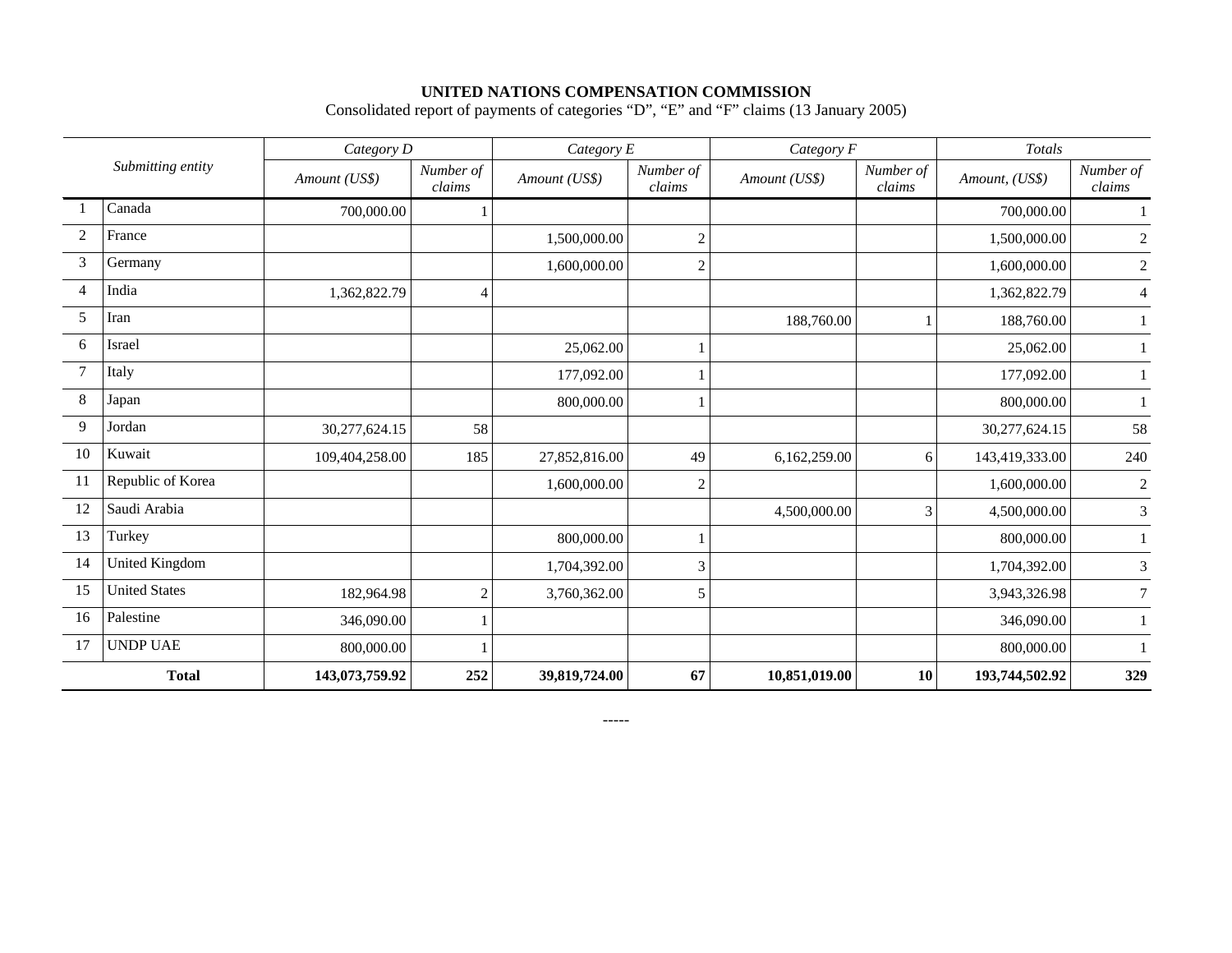**UNITED NATIONS COMPENSATION COMMISSION**

Consolidated report of payments of categories "D", "E" and "F" claims (13 January 2005)

| | *Submitting entity* | *Category D* | | *Category E* | | *Category F* | | *Totals* | |
|---|---|---|---|---|---|---|---|---|---|
| | | *Amount (US$)* | *Number of claims* | *Amount (US$)* | *Number of claims* | *Amount (US$)* | *Number of claims* | *Amount, (US$)* | *Number of claims* |
| 1 | Canada | 700,000.00 | 1 | | | | | 700,000.00 | 1 |
| 2 | France | | | 1,500,000.00 | 2 | | | 1,500,000.00 | 2 |
| 3 | Germany | | | 1,600,000.00 | 2 | | | 1,600,000.00 | 2 |
| 4 | India | 1,362,822.79 | 4 | | | | | 1,362,822.79 | 4 |
| 5 | Iran | | | | | 188,760.00 | 1 | 188,760.00 | 1 |
| 6 | Israel | | | 25,062.00 | 1 | | | 25,062.00 | 1 |
| 7 | Italy | | | 177,092.00 | 1 | | | 177,092.00 | 1 |
| 8 | Japan | | | 800,000.00 | 1 | | | 800,000.00 | 1 |
| 9 | Jordan | 30,277,624.15 | 58 | | | | | 30,277,624.15 | 58 |
| 10 | Kuwait | 109,404,258.00 | 185 | 27,852,816.00 | 49 | 6,162,259.00 | 6 | 143,419,333.00 | 240 |
| 11 | Republic of Korea | | | 1,600,000.00 | 2 | | | 1,600,000.00 | 2 |
| 12 | Saudi Arabia | | | | | 4,500,000.00 | 3 | 4,500,000.00 | 3 |
| 13 | Turkey | | | 800,000.00 | 1 | | | 800,000.00 | 1 |
| 14 | United Kingdom | | | 1,704,392.00 | 3 | | | 1,704,392.00 | 3 |
| 15 | United States | 182,964.98 | 2 | 3,760,362.00 | 5 | | | 3,943,326.98 | 7 |
| 16 | Palestine | 346,090.00 | 1 | | | | | 346,090.00 | 1 |
| 17 | UNDP UAE | 800,000.00 | 1 | | | | | 800,000.00 | 1 |
| | **Total** | **143,073,759.92** | **252** | **39,819,724.00** | **67** | **10,851,019.00** | **10** | **193,744,502.92** | **329** |

-----